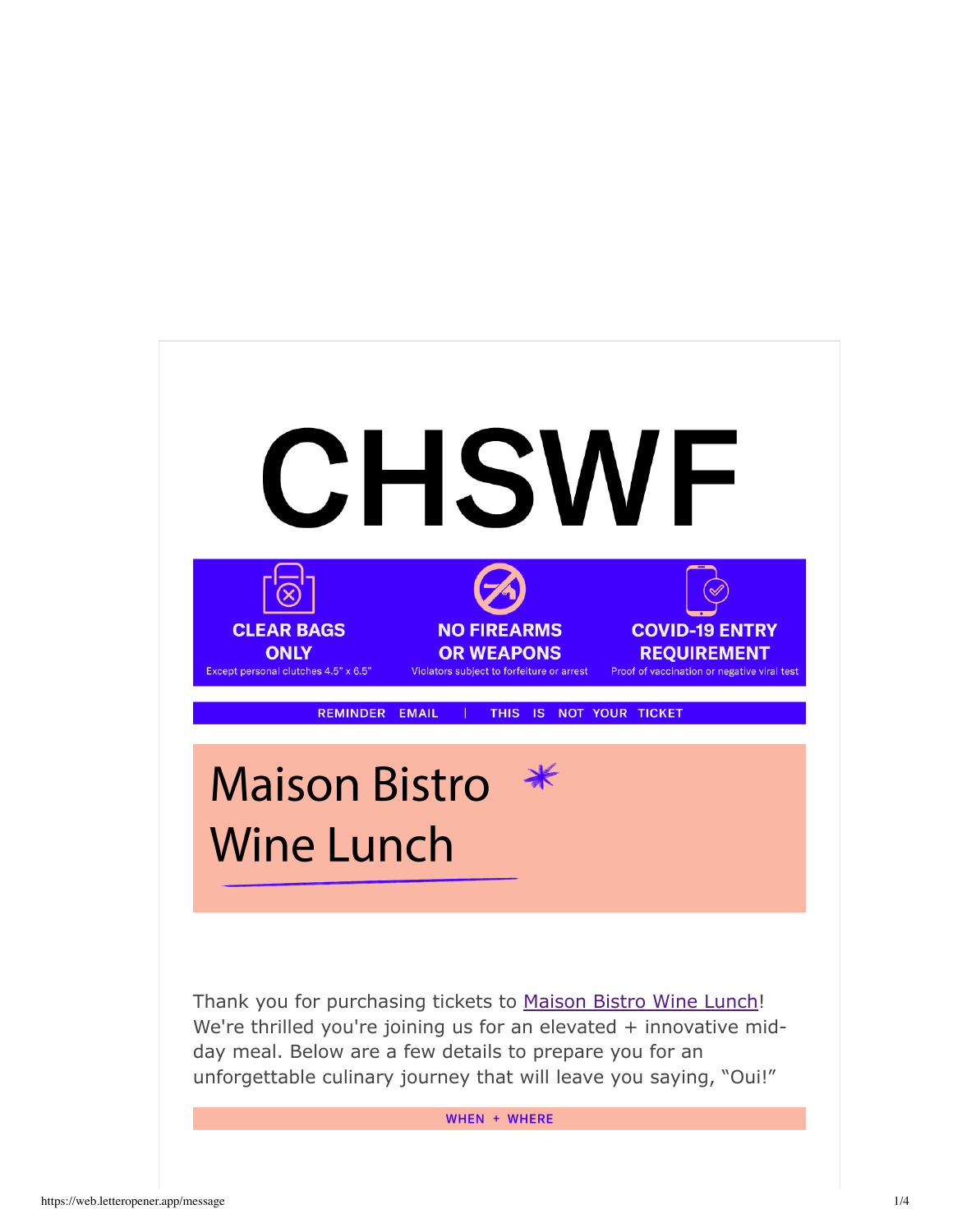# CHSWF

**CLEAR BAGS ONLY**
Except personal clutches 4.5" x 6.5"

**NO FIREARMS OR WEAPONS**
Violators subject to forfeiture or arrest

**COVID-19 ENTRY REQUIREMENT**
Proof of vaccination or negative viral test

REMINDER EMAIL | THIS IS NOT YOUR TICKET

## Maison Bistro Wine Lunch

Thank you for purchasing tickets to [Maison Bistro Wine Lunch]! We're thrilled you're joining us for an elevated + innovative mid-day meal. Below are a few details to prepare you for an unforgettable culinary journey that will leave you saying, "Oui!"

### WHEN + WHERE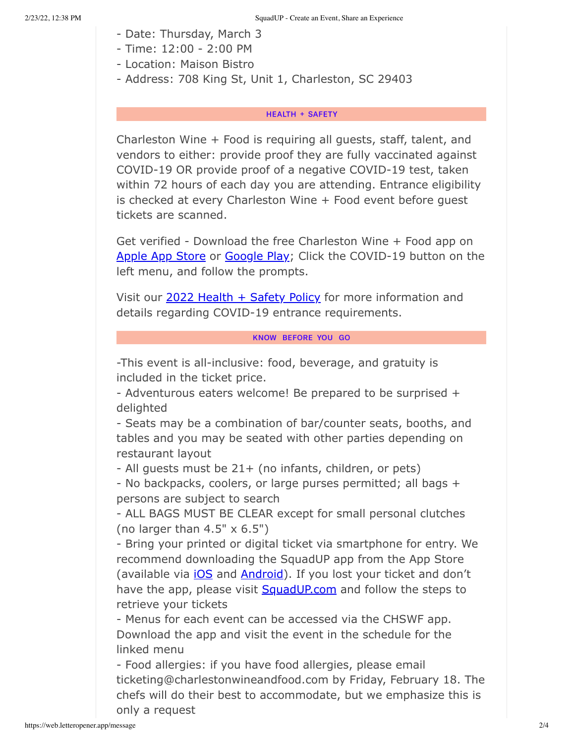- Date: Thursday, March 3
- Time: 12:00 - 2:00 PM
- Location: Maison Bistro
- Address: 708 King St, Unit 1, Charleston, SC 29403

### HEALTH + SAFETY

Charleston Wine + Food is requiring all guests, staff, talent, and vendors to either: provide proof they are fully vaccinated against COVID-19 OR provide proof of a negative COVID-19 test, taken within 72 hours of each day you are attending. Entrance eligibility is checked at every Charleston Wine + Food event before guest tickets are scanned.

Get verified - Download the free Charleston Wine + Food app on Apple App Store or Google Play; Click the COVID-19 button on the left menu, and follow the prompts.

Visit our 2022 Health + Safety Policy for more information and details regarding COVID-19 entrance requirements.

### KNOW BEFORE YOU GO

-This event is all-inclusive: food, beverage, and gratuity is included in the ticket price.
- Adventurous eaters welcome! Be prepared to be surprised + delighted
- Seats may be a combination of bar/counter seats, booths, and tables and you may be seated with other parties depending on restaurant layout
- All guests must be 21+ (no infants, children, or pets)
- No backpacks, coolers, or large purses permitted; all bags + persons are subject to search
- ALL BAGS MUST BE CLEAR except for small personal clutches (no larger than 4.5" x 6.5")
- Bring your printed or digital ticket via smartphone for entry. We recommend downloading the SquadUP app from the App Store (available via iOS and Android). If you lost your ticket and don't have the app, please visit SquadUP.com and follow the steps to retrieve your tickets
- Menus for each event can be accessed via the CHSWF app. Download the app and visit the event in the schedule for the linked menu
- Food allergies: if you have food allergies, please email ticketing@charlestonwineandfood.com by Friday, February 18. The chefs will do their best to accommodate, but we emphasize this is only a request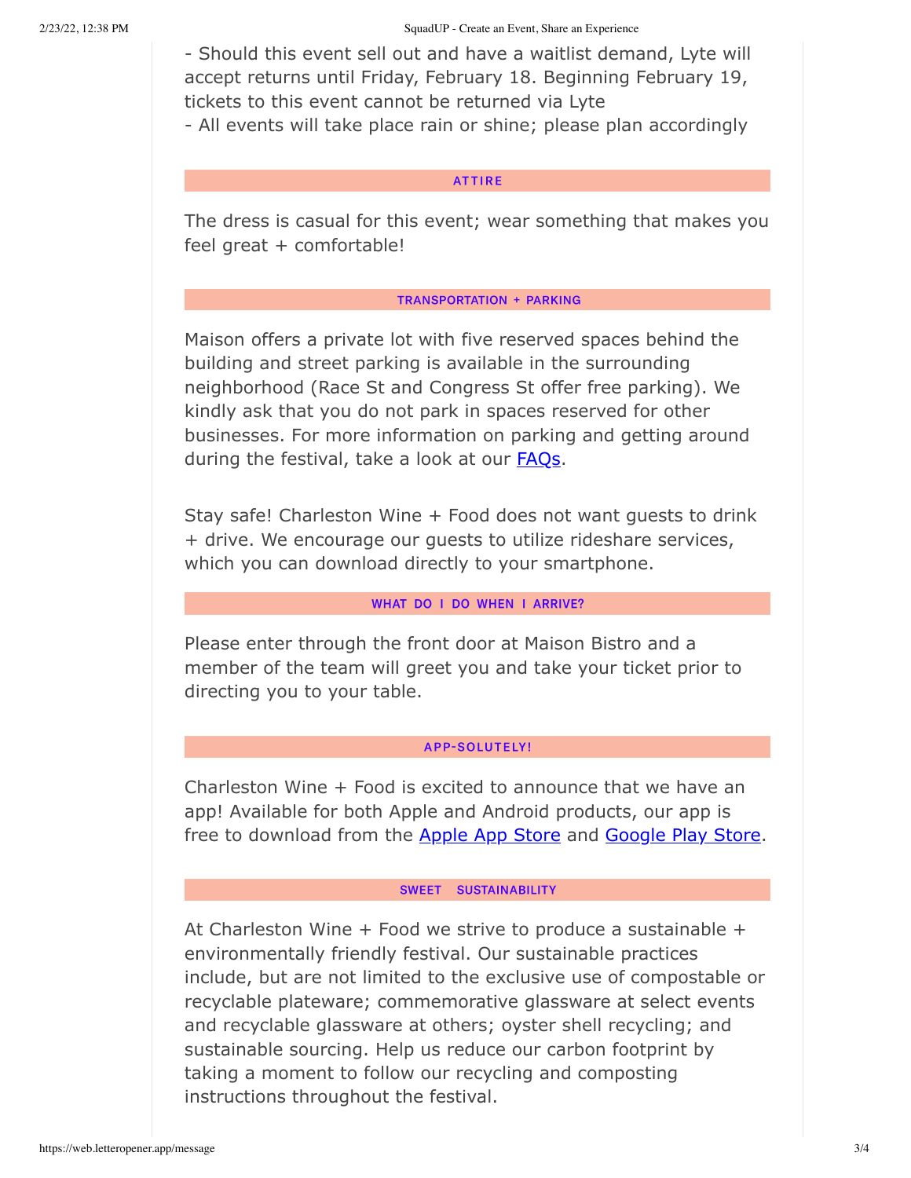- Should this event sell out and have a waitlist demand, Lyte will accept returns until Friday, February 18. Beginning February 19, tickets to this event cannot be returned via Lyte
- All events will take place rain or shine; please plan accordingly

## ATTIRE

The dress is casual for this event; wear something that makes you feel great + comfortable!

## TRANSPORTATION + PARKING

Maison offers a private lot with five reserved spaces behind the building and street parking is available in the surrounding neighborhood (Race St and Congress St offer free parking). We kindly ask that you do not park in spaces reserved for other businesses. For more information on parking and getting around during the festival, take a look at our [FAQs].

Stay safe! Charleston Wine + Food does not want guests to drink + drive. We encourage our guests to utilize rideshare services, which you can download directly to your smartphone.

## WHAT DO I DO WHEN I ARRIVE?

Please enter through the front door at Maison Bistro and a member of the team will greet you and take your ticket prior to directing you to your table.

## APP-SOLUTELY!

Charleston Wine + Food is excited to announce that we have an app! Available for both Apple and Android products, our app is free to download from the [Apple App Store] and [Google Play Store].

## SWEET SUSTAINABILITY

At Charleston Wine + Food we strive to produce a sustainable + environmentally friendly festival. Our sustainable practices include, but are not limited to the exclusive use of compostable or recyclable plateware; commemorative glassware at select events and recyclable glassware at others; oyster shell recycling; and sustainable sourcing. Help us reduce our carbon footprint by taking a moment to follow our recycling and composting instructions throughout the festival.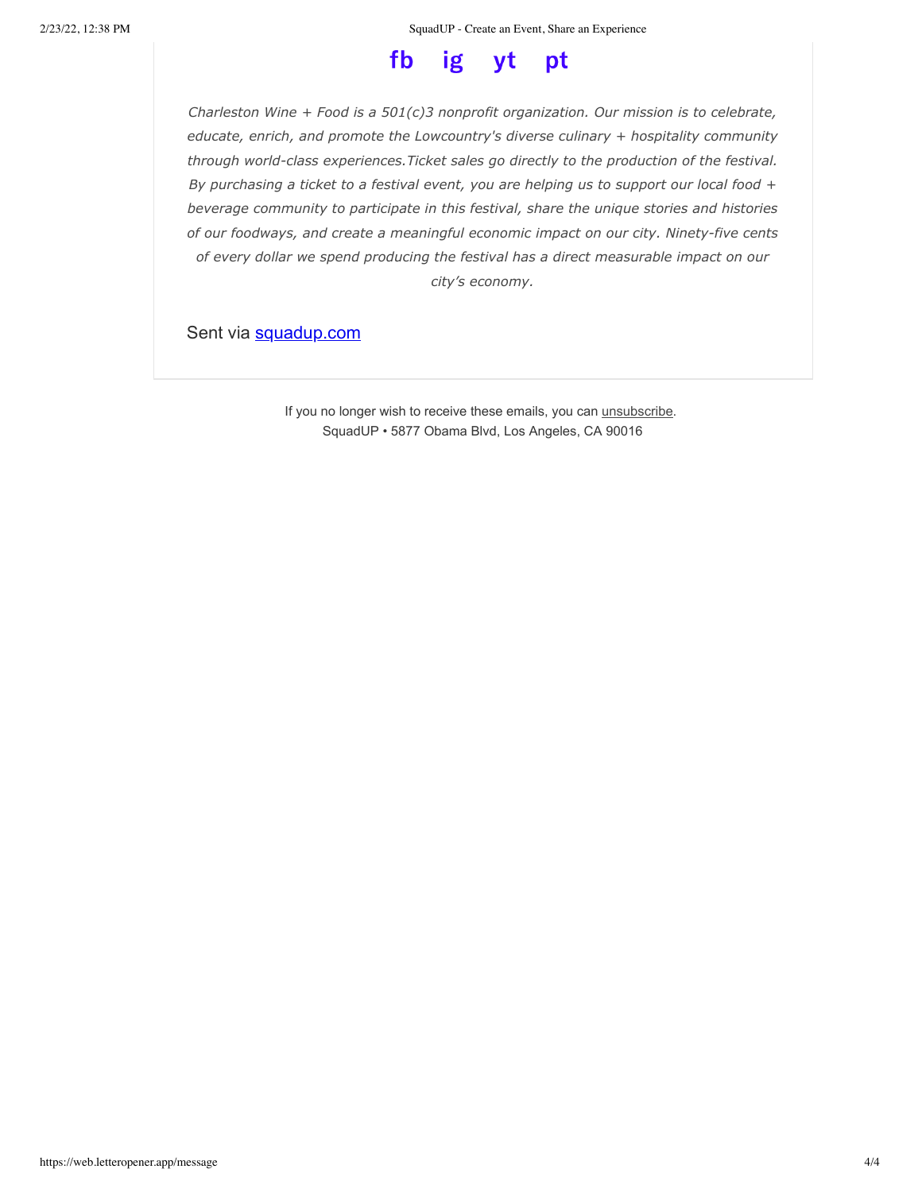**fb ig yt pt**

*Charleston Wine + Food is a 501(c)3 nonprofit organization. Our mission is to celebrate, educate, enrich, and promote the Lowcountry's diverse culinary + hospitality community through world-class experiences.Ticket sales go directly to the production of the festival. By purchasing a ticket to a festival event, you are helping us to support our local food + beverage community to participate in this festival, share the unique stories and histories of our foodways, and create a meaningful economic impact on our city. Ninety-five cents of every dollar we spend producing the festival has a direct measurable impact on our city's economy.*

Sent via squadup.com

If you no longer wish to receive these emails, you can unsubscribe.
SquadUP • 5877 Obama Blvd, Los Angeles, CA 90016